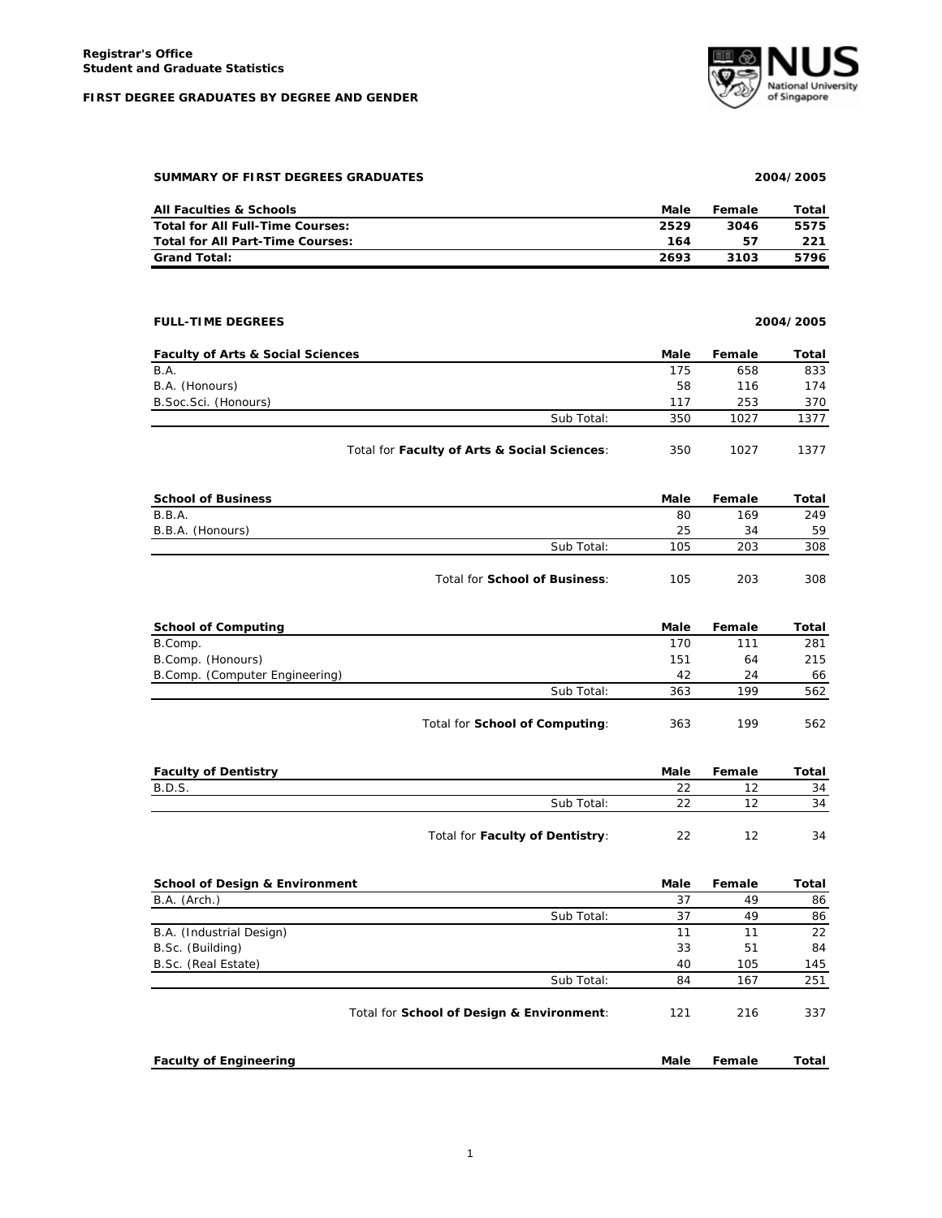**Registrar's Office**
**Student and Graduate Statistics**

**FIRST DEGREE GRADUATES BY DEGREE AND GENDER**

**SUMMARY OF FIRST DEGREES GRADUATES** — **2004/2005**

| All Faculties & Schools | Male | Female | Total |
|---|---|---|---|
| **Total for All Full-Time Courses:** | **2529** | **3046** | **5575** |
| **Total for All Part-Time Courses:** | **164** | **57** | **221** |
| **Grand Total:** | **2693** | **3103** | **5796** |

**FULL-TIME DEGREES** — **2004/2005**

| Faculty of Arts & Social Sciences | Male | Female | Total |
|---|---|---|---|
| B.A. | 175 | 658 | 833 |
| B.A. (Honours) | 58 | 116 | 174 |
| B.Soc.Sci. (Honours) | 117 | 253 | 370 |
| Sub Total: | 350 | 1027 | 1377 |
| Total for **Faculty of Arts & Social Sciences**: | 350 | 1027 | 1377 |

| School of Business | Male | Female | Total |
|---|---|---|---|
| B.B.A. | 80 | 169 | 249 |
| B.B.A. (Honours) | 25 | 34 | 59 |
| Sub Total: | 105 | 203 | 308 |
| Total for **School of Business**: | 105 | 203 | 308 |

| School of Computing | Male | Female | Total |
|---|---|---|---|
| B.Comp. | 170 | 111 | 281 |
| B.Comp. (Honours) | 151 | 64 | 215 |
| B.Comp. (Computer Engineering) | 42 | 24 | 66 |
| Sub Total: | 363 | 199 | 562 |
| Total for **School of Computing**: | 363 | 199 | 562 |

| Faculty of Dentistry | Male | Female | Total |
|---|---|---|---|
| B.D.S. | 22 | 12 | 34 |
| Sub Total: | 22 | 12 | 34 |
| Total for **Faculty of Dentistry**: | 22 | 12 | 34 |

| School of Design & Environment | Male | Female | Total |
|---|---|---|---|
| B.A. (Arch.) | 37 | 49 | 86 |
| Sub Total: | 37 | 49 | 86 |
| B.A. (Industrial Design) | 11 | 11 | 22 |
| B.Sc. (Building) | 33 | 51 | 84 |
| B.Sc. (Real Estate) | 40 | 105 | 145 |
| Sub Total: | 84 | 167 | 251 |
| Total for **School of Design & Environment**: | 121 | 216 | 337 |

| Faculty of Engineering | Male | Female | Total |
|---|---|---|---|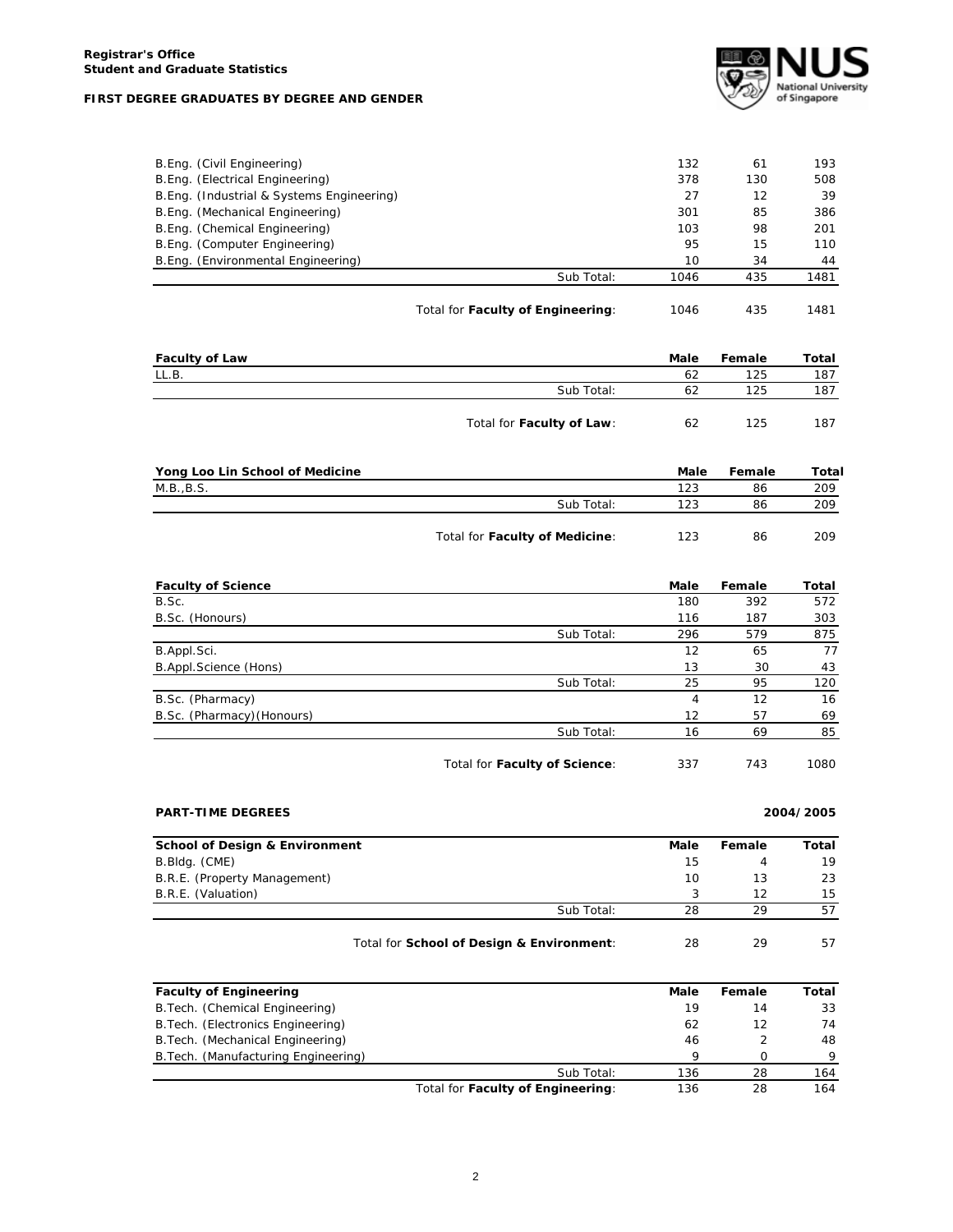**Registrar's Office**
**Student and Graduate Statistics**

**FIRST DEGREE GRADUATES BY DEGREE AND GENDER**

| | | | |
|---|---|---|---|
| B.Eng. (Civil Engineering) | 132 | 61 | 193 |
| B.Eng. (Electrical Engineering) | 378 | 130 | 508 |
| B.Eng. (Industrial & Systems Engineering) | 27 | 12 | 39 |
| B.Eng. (Mechanical Engineering) | 301 | 85 | 386 |
| B.Eng. (Chemical Engineering) | 103 | 98 | 201 |
| B.Eng. (Computer Engineering) | 95 | 15 | 110 |
| B.Eng. (Environmental Engineering) | 10 | 34 | 44 |
| Sub Total: | 1046 | 435 | 1481 |
| Total for **Faculty of Engineering**: | 1046 | 435 | 1481 |

| **Faculty of Law** | **Male** | **Female** | **Total** |
|---|---|---|---|
| LL.B. | 62 | 125 | 187 |
| Sub Total: | 62 | 125 | 187 |
| Total for **Faculty of Law**: | 62 | 125 | 187 |

| **Yong Loo Lin School of Medicine** | **Male** | **Female** | **Total** |
|---|---|---|---|
| M.B.,B.S. | 123 | 86 | 209 |
| Sub Total: | 123 | 86 | 209 |
| Total for **Faculty of Medicine**: | 123 | 86 | 209 |

| **Faculty of Science** | **Male** | **Female** | **Total** |
|---|---|---|---|
| B.Sc. | 180 | 392 | 572 |
| B.Sc. (Honours) | 116 | 187 | 303 |
| Sub Total: | 296 | 579 | 875 |
| B.Appl.Sci. | 12 | 65 | 77 |
| B.Appl.Science (Hons) | 13 | 30 | 43 |
| Sub Total: | 25 | 95 | 120 |
| B.Sc. (Pharmacy) | 4 | 12 | 16 |
| B.Sc. (Pharmacy)(Honours) | 12 | 57 | 69 |
| Sub Total: | 16 | 69 | 85 |
| Total for **Faculty of Science**: | 337 | 743 | 1080 |

**PART-TIME DEGREES** **2004/2005**

| **School of Design & Environment** | **Male** | **Female** | **Total** |
|---|---|---|---|
| B.Bldg. (CME) | 15 | 4 | 19 |
| B.R.E. (Property Management) | 10 | 13 | 23 |
| B.R.E. (Valuation) | 3 | 12 | 15 |
| Sub Total: | 28 | 29 | 57 |
| Total for **School of Design & Environment**: | 28 | 29 | 57 |

| **Faculty of Engineering** | **Male** | **Female** | **Total** |
|---|---|---|---|
| B.Tech. (Chemical Engineering) | 19 | 14 | 33 |
| B.Tech. (Electronics Engineering) | 62 | 12 | 74 |
| B.Tech. (Mechanical Engineering) | 46 | 2 | 48 |
| B.Tech. (Manufacturing Engineering) | 9 | 0 | 9 |
| Sub Total: | 136 | 28 | 164 |
| Total for **Faculty of Engineering**: | 136 | 28 | 164 |